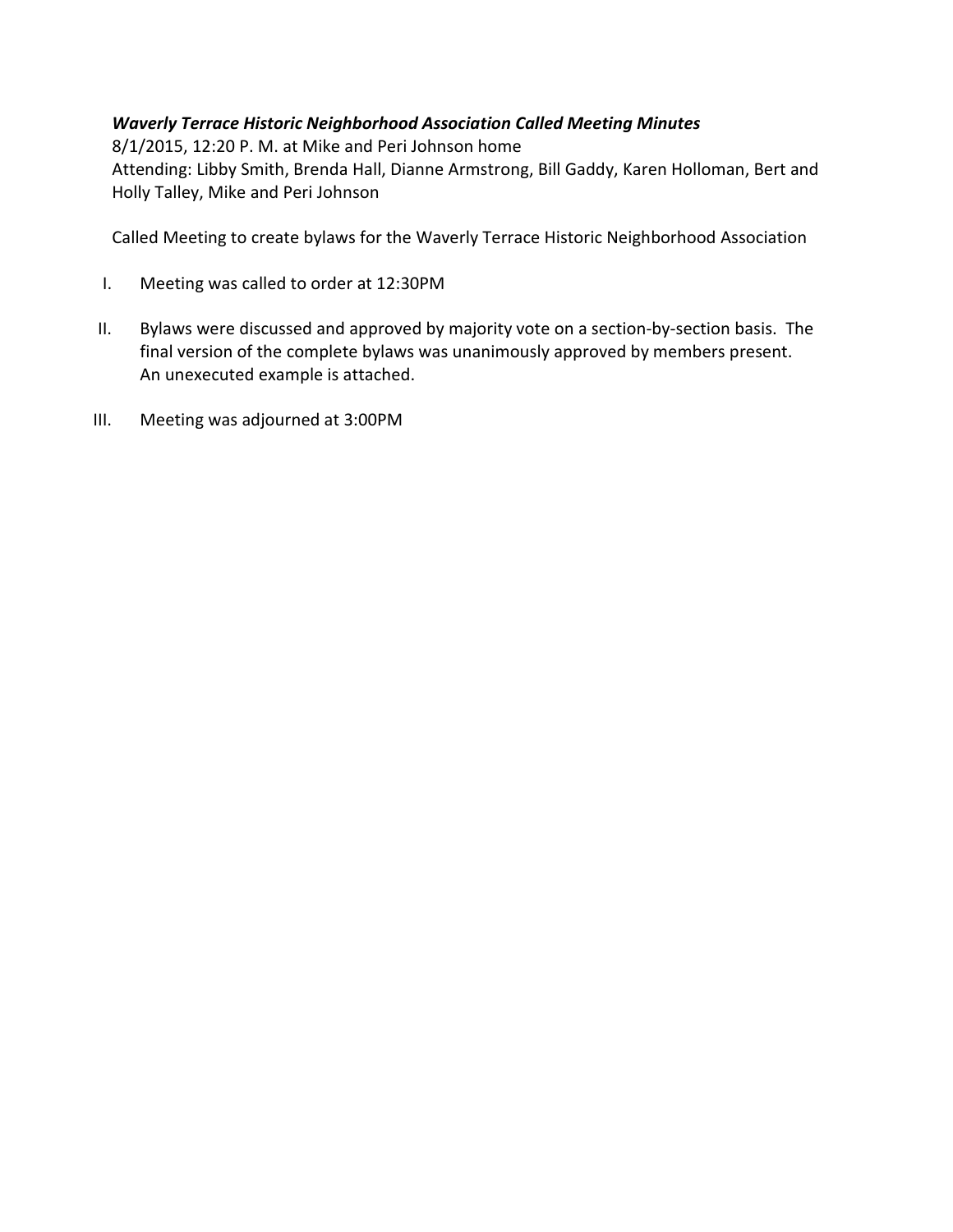***Waverly Terrace Historic Neighborhood Association Called Meeting Minutes***

8/1/2015, 12:20 P. M. at Mike and Peri Johnson home

Attending: Libby Smith, Brenda Hall, Dianne Armstrong, Bill Gaddy, Karen Holloman, Bert and Holly Talley, Mike and Peri Johnson

Called Meeting to create bylaws for the Waverly Terrace Historic Neighborhood Association

I. Meeting was called to order at 12:30PM

II. Bylaws were discussed and approved by majority vote on a section-by-section basis. The final version of the complete bylaws was unanimously approved by members present. An unexecuted example is attached.

III. Meeting was adjourned at 3:00PM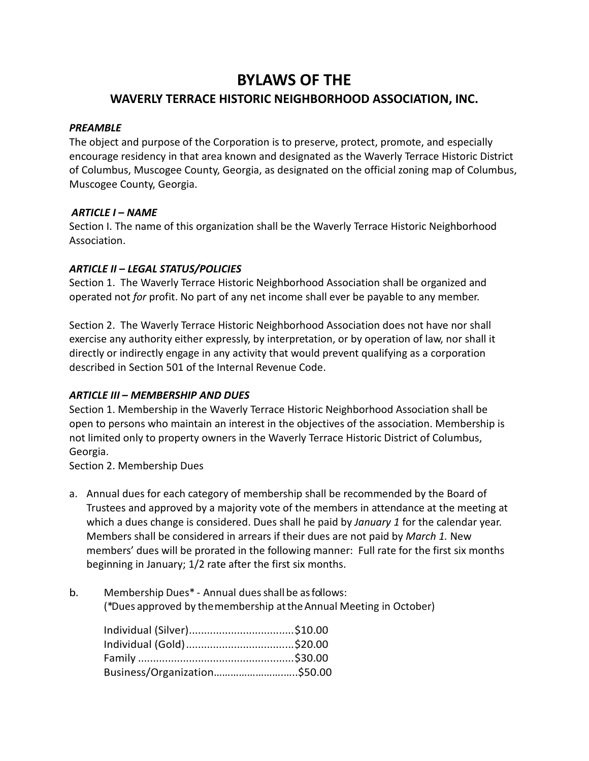# BYLAWS OF THE
## WAVERLY TERRACE HISTORIC NEIGHBORHOOD ASSOCIATION, INC.

### *PREAMBLE*

The object and purpose of the Corporation is to preserve, protect, promote, and especially encourage residency in that area known and designated as the Waverly Terrace Historic District of Columbus, Muscogee County, Georgia, as designated on the official zoning map of Columbus, Muscogee County, Georgia.

### *ARTICLE I – NAME*

Section I. The name of this organization shall be the Waverly Terrace Historic Neighborhood Association.

### *ARTICLE II – LEGAL STATUS/POLICIES*

Section 1. The Waverly Terrace Historic Neighborhood Association shall be organized and operated not *for* profit. No part of any net income shall ever be payable to any member.

Section 2. The Waverly Terrace Historic Neighborhood Association does not have nor shall exercise any authority either expressly, by interpretation, or by operation of law, nor shall it directly or indirectly engage in any activity that would prevent qualifying as a corporation described in Section 501 of the Internal Revenue Code.

### *ARTICLE III – MEMBERSHIP AND DUES*

Section 1. Membership in the Waverly Terrace Historic Neighborhood Association shall be open to persons who maintain an interest in the objectives of the association. Membership is not limited only to property owners in the Waverly Terrace Historic District of Columbus, Georgia.

Section 2. Membership Dues

a. Annual dues for each category of membership shall be recommended by the Board of Trustees and approved by a majority vote of the members in attendance at the meeting at which a dues change is considered. Dues shall he paid by *January 1* for the calendar year. Members shall be considered in arrears if their dues are not paid by *March 1.* New members' dues will be prorated in the following manner: Full rate for the first six months beginning in January; 1/2 rate after the first six months.

b. Membership Dues* - Annual dues shall be as follows:
(*Dues approved by the membership at the Annual Meeting in October)

Individual (Silver)..................................$10.00
Individual (Gold)....................................$20.00
Family ....................................................$30.00
Business/Organization………………………..$50.00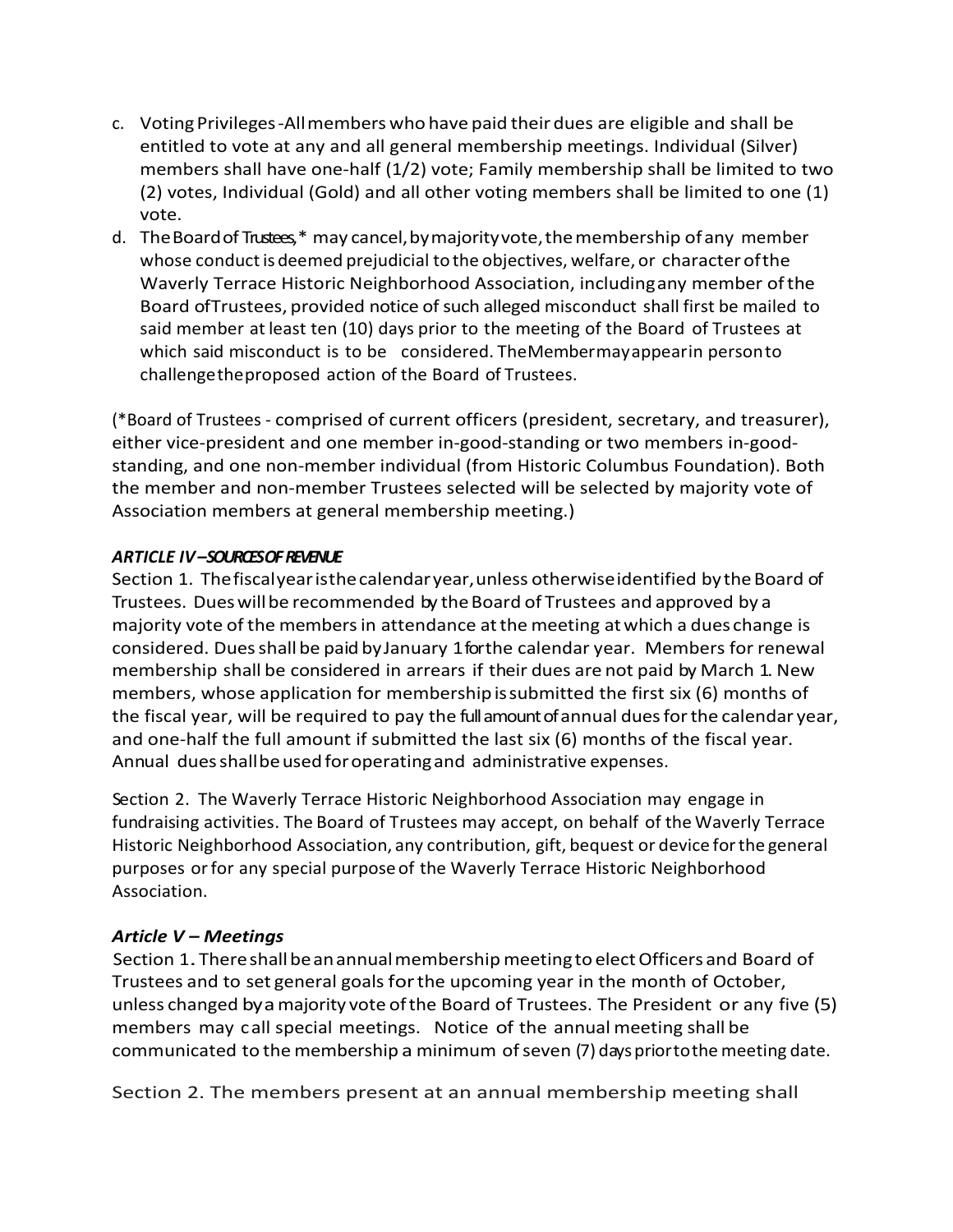c. Voting Privileges-All members who have paid their dues are eligible and shall be entitled to vote at any and all general membership meetings. Individual (Silver) members shall have one-half (1/2) vote; Family membership shall be limited to two (2) votes, Individual (Gold) and all other voting members shall be limited to one (1) vote.
d. The Board of Trustees,* may cancel, by majority vote, the membership of any member whose conduct is deemed prejudicial to the objectives, welfare, or character of the Waverly Terrace Historic Neighborhood Association, including any member of the Board of Trustees, provided notice of such alleged misconduct shall first be mailed to said member at least ten (10) days prior to the meeting of the Board of Trustees at which said misconduct is to be considered. The Member may appear in person to challenge the proposed action of the Board of Trustees.

(*Board of Trustees - comprised of current officers (president, secretary, and treasurer), either vice-president and one member in-good-standing or two members in-good-standing, and one non-member individual (from Historic Columbus Foundation). Both the member and non-member Trustees selected will be selected by majority vote of Association members at general membership meeting.)

### *ARTICLE IV – SOURCES OF REVENUE*

Section 1. The fiscal year is the calendar year, unless otherwise identified by the Board of Trustees. Dues will be recommended by the Board of Trustees and approved by a majority vote of the members in attendance at the meeting at which a dues change is considered. Dues shall be paid by January 1 for the calendar year. Members for renewal membership shall be considered in arrears if their dues are not paid by March 1. New members, whose application for membership is submitted the first six (6) months of the fiscal year, will be required to pay the full amount of annual dues for the calendar year, and one-half the full amount if submitted the last six (6) months of the fiscal year. Annual dues shall be used for operating and administrative expenses.

Section 2. The Waverly Terrace Historic Neighborhood Association may engage in fundraising activities. The Board of Trustees may accept, on behalf of the Waverly Terrace Historic Neighborhood Association, any contribution, gift, bequest or device for the general purposes or for any special purpose of the Waverly Terrace Historic Neighborhood Association.

### *Article V – Meetings*

Section 1. There shall be an annual membership meeting to elect Officers and Board of Trustees and to set general goals for the upcoming year in the month of October, unless changed by a majority vote of the Board of Trustees. The President or any five (5) members may call special meetings. Notice of the annual meeting shall be communicated to the membership a minimum of seven (7) days prior to the meeting date.

Section 2. The members present at an annual membership meeting shall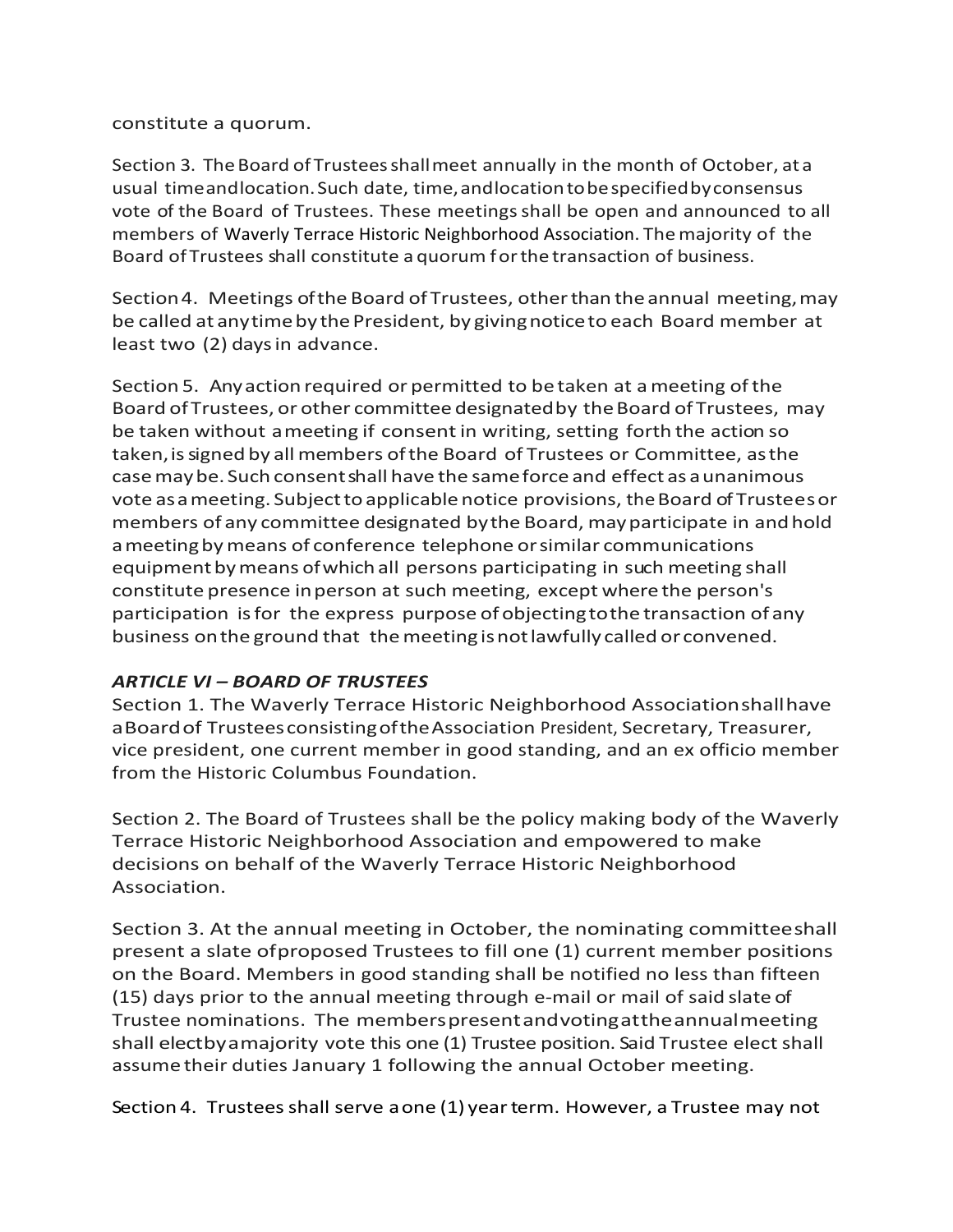constitute a quorum.

Section 3. The Board of Trustees shall meet annually in the month of October, at a usual time and location. Such date, time, and location to be specified by consensus vote of the Board of Trustees. These meetings shall be open and announced to all members of Waverly Terrace Historic Neighborhood Association. The majority of the Board of Trustees shall constitute a quorum for the transaction of business.

Section 4. Meetings of the Board of Trustees, other than the annual meeting, may be called at any time by the President, by giving notice to each Board member at least two (2) days in advance.

Section 5. Any action required or permitted to be taken at a meeting of the Board of Trustees, or other committee designated by the Board of Trustees, may be taken without a meeting if consent in writing, setting forth the action so taken, is signed by all members of the Board of Trustees or Committee, as the case may be. Such consent shall have the same force and effect as a unanimous vote as a meeting. Subject to applicable notice provisions, the Board of Trustees or members of any committee designated by the Board, may participate in and hold a meeting by means of conference telephone or similar communications equipment by means of which all persons participating in such meeting shall constitute presence in person at such meeting, except where the person's participation is for the express purpose of objecting to the transaction of any business on the ground that the meeting is not lawfully called or convened.

***ARTICLE VI – BOARD OF TRUSTEES***

Section 1. The Waverly Terrace Historic Neighborhood Association shall have a Board of Trustees consisting of the Association President, Secretary, Treasurer, vice president, one current member in good standing, and an ex officio member from the Historic Columbus Foundation.

Section 2. The Board of Trustees shall be the policy making body of the Waverly Terrace Historic Neighborhood Association and empowered to make decisions on behalf of the Waverly Terrace Historic Neighborhood Association.

Section 3. At the annual meeting in October, the nominating committee shall present a slate of proposed Trustees to fill one (1) current member positions on the Board. Members in good standing shall be notified no less than fifteen (15) days prior to the annual meeting through e-mail or mail of said slate of Trustee nominations. The members present and voting at the annual meeting shall elect by a majority vote this one (1) Trustee position. Said Trustee elect shall assume their duties January 1 following the annual October meeting.

Section 4. Trustees shall serve a one (1) year term. However, a Trustee may not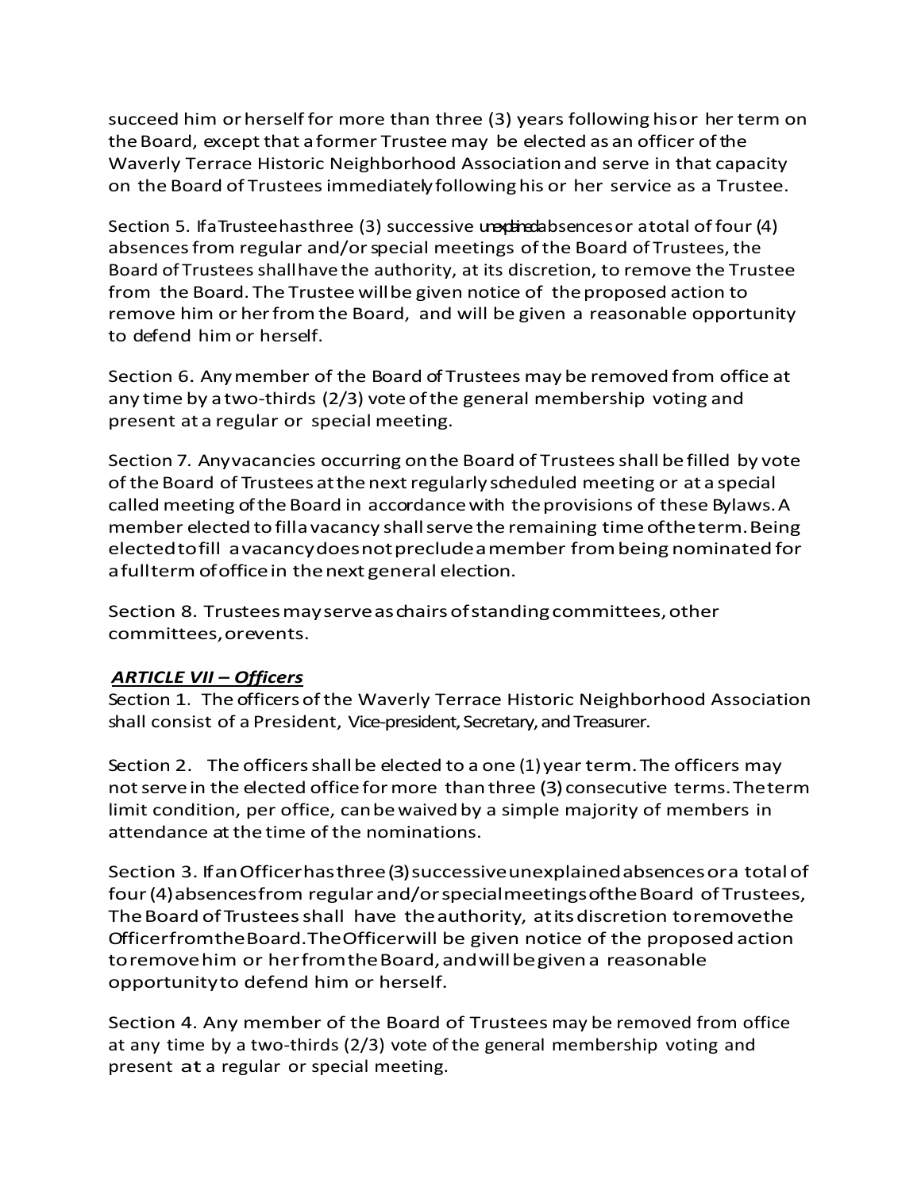succeed him or herself for more than three (3) years following his or her term on the Board, except that a former Trustee may be elected as an officer of the Waverly Terrace Historic Neighborhood Association and serve in that capacity on the Board of Trustees immediately following his or her service as a Trustee.

Section 5. If a Trustee has three (3) successive unexplained absences or a total of four (4) absences from regular and/or special meetings of the Board of Trustees, the Board of Trustees shall have the authority, at its discretion, to remove the Trustee from the Board. The Trustee will be given notice of the proposed action to remove him or her from the Board, and will be given a reasonable opportunity to defend him or herself.

Section 6. Any member of the Board of Trustees may be removed from office at any time by a two-thirds (2/3) vote of the general membership voting and present at a regular or special meeting.

Section 7. Any vacancies occurring on the Board of Trustees shall be filled by vote of the Board of Trustees at the next regularly scheduled meeting or at a special called meeting of the Board in accordance with the provisions of these Bylaws. A member elected to fill a vacancy shall serve the remaining time of the term. Being elected to fill a vacancy does not preclude a member from being nominated for a full term of office in the next general election.

Section 8. Trustees may serve as chairs of standing committees, other committees, or events.

***ARTICLE VII – Officers***

Section 1. The officers of the Waverly Terrace Historic Neighborhood Association shall consist of a President, Vice-president, Secretary, and Treasurer.

Section 2. The officers shall be elected to a one (1) year term. The officers may not serve in the elected office for more than three (3) consecutive terms. The term limit condition, per office, can be waived by a simple majority of members in attendance at the time of the nominations.

Section 3. If an Officer has three (3) successive unexplained absences or a total of four (4) absences from regular and/or special meetings of the Board of Trustees, The Board of Trustees shall have the authority, at its discretion to remove the Officer from the Board. The Officer will be given notice of the proposed action to remove him or her from the Board, and will be given a reasonable opportunity to defend him or herself.

Section 4. Any member of the Board of Trustees may be removed from office at any time by a two-thirds (2/3) vote of the general membership voting and present at a regular or special meeting.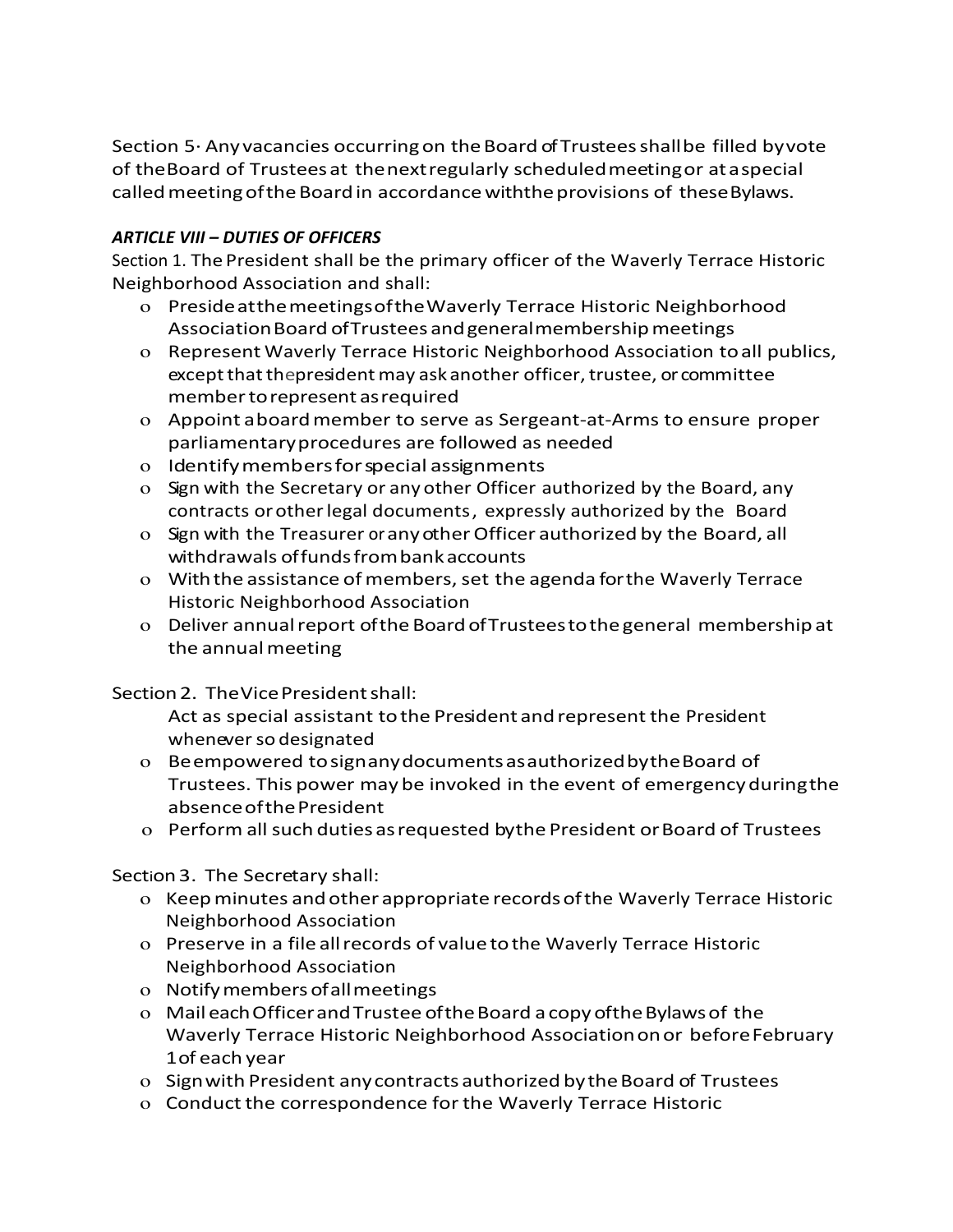Section 5· Any vacancies occurring on the Board of Trustees shall be filled by vote of the Board of Trustees at the next regularly scheduled meeting or at a special called meeting of the Board in accordance with the provisions of these Bylaws.

***ARTICLE VIII – DUTIES OF OFFICERS***

Section 1. The President shall be the primary officer of the Waverly Terrace Historic Neighborhood Association and shall:

- Preside at the meetings of the Waverly Terrace Historic Neighborhood Association Board of Trustees and general membership meetings
- Represent Waverly Terrace Historic Neighborhood Association to all publics, except that the president may ask another officer, trustee, or committee member to represent as required
- Appoint a board member to serve as Sergeant-at-Arms to ensure proper parliamentary procedures are followed as needed
- Identify members for special assignments
- Sign with the Secretary or any other Officer authorized by the Board, any contracts or other legal documents, expressly authorized by the Board
- Sign with the Treasurer or any other Officer authorized by the Board, all withdrawals of funds from bank accounts
- With the assistance of members, set the agenda for the Waverly Terrace Historic Neighborhood Association
- Deliver annual report of the Board of Trustees to the general membership at the annual meeting

Section 2. The Vice President shall:

Act as special assistant to the President and represent the President whenever so designated

- Be empowered to sign any documents as authorized by the Board of Trustees. This power may be invoked in the event of emergency during the absence of the President
- Perform all such duties as requested by the President or Board of Trustees

Section 3. The Secretary shall:

- Keep minutes and other appropriate records of the Waverly Terrace Historic Neighborhood Association
- Preserve in a file all records of value to the Waverly Terrace Historic Neighborhood Association
- Notify members of all meetings
- Mail each Officer and Trustee of the Board a copy of the Bylaws of the Waverly Terrace Historic Neighborhood Association on or before February 1 of each year
- Sign with President any contracts authorized by the Board of Trustees
- Conduct the correspondence for the Waverly Terrace Historic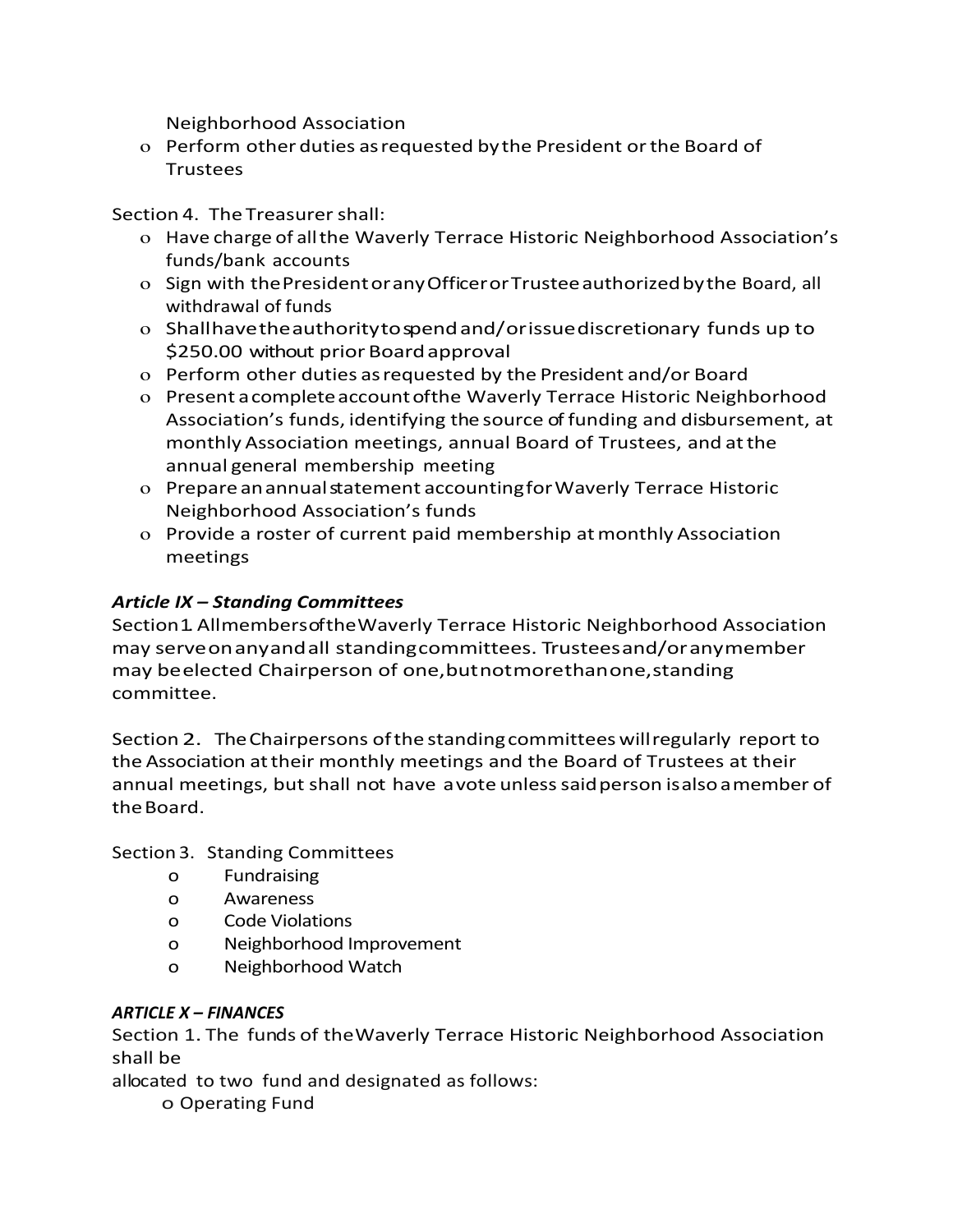Neighborhood Association
- Perform other duties as requested by the President or the Board of Trustees

Section 4. The Treasurer shall:
- Have charge of all the Waverly Terrace Historic Neighborhood Association's funds/bank accounts
- Sign with the President or any Officer or Trustee authorized by the Board, all withdrawal of funds
- Shall have the authority to spend and/or issue discretionary funds up to $250.00 without prior Board approval
- Perform other duties as requested by the President and/or Board
- Present a complete account of the Waverly Terrace Historic Neighborhood Association's funds, identifying the source of funding and disbursement, at monthly Association meetings, annual Board of Trustees, and at the annual general membership meeting
- Prepare an annual statement accounting for Waverly Terrace Historic Neighborhood Association's funds
- Provide a roster of current paid membership at monthly Association meetings

### *Article IX – Standing Committees*

Section 1. All members of the Waverly Terrace Historic Neighborhood Association may serve on any and all standing committees. Trustees and/or any member may be elected Chairperson of one, but not more than one, standing committee.

Section 2. The Chairpersons of the standing committees will regularly report to the Association at their monthly meetings and the Board of Trustees at their annual meetings, but shall not have a vote unless said person is also a member of the Board.

Section 3. Standing Committees
- Fundraising
- Awareness
- Code Violations
- Neighborhood Improvement
- Neighborhood Watch

### *ARTICLE X – FINANCES*

Section 1. The funds of the Waverly Terrace Historic Neighborhood Association shall be allocated to two fund and designated as follows:
- Operating Fund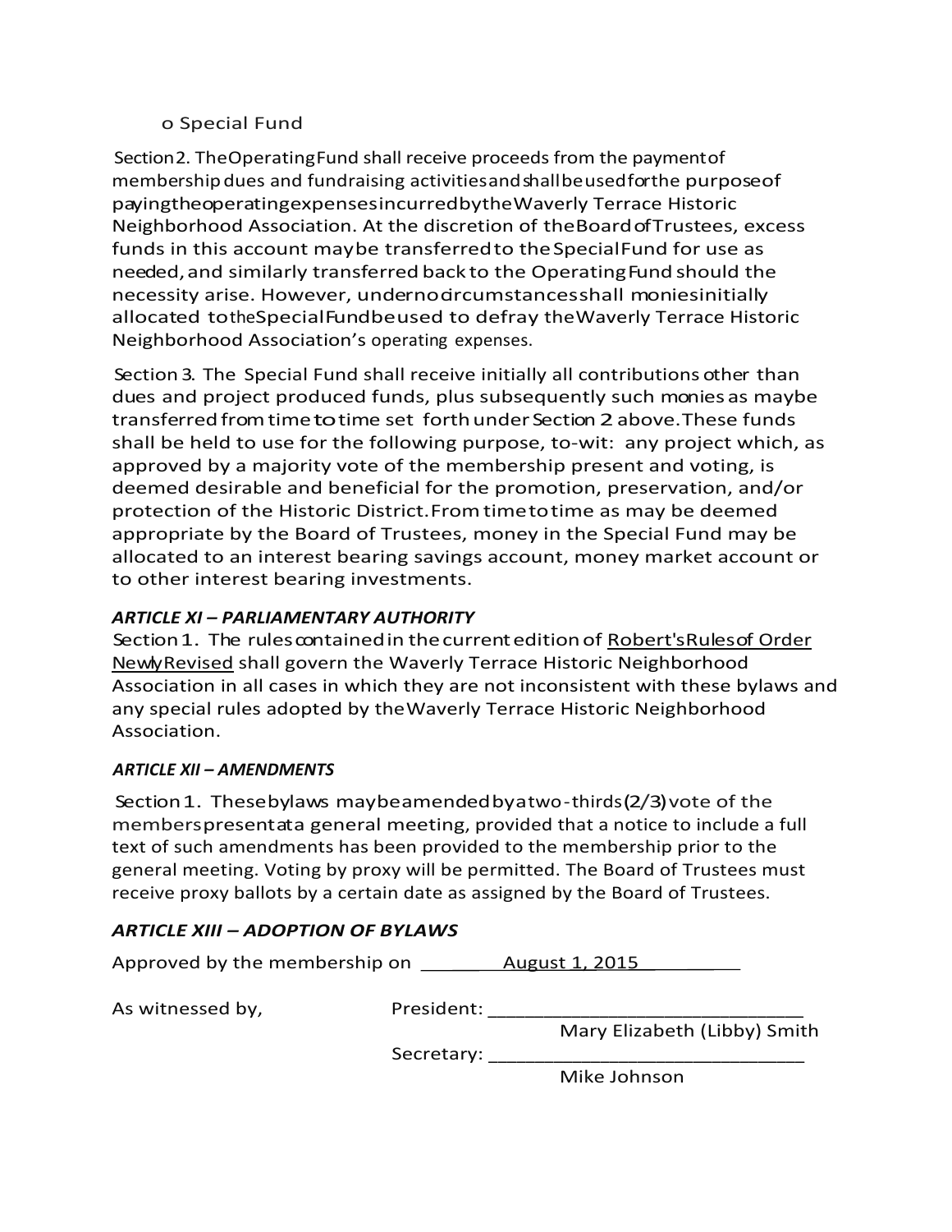- o Special Fund

Section 2. The Operating Fund shall receive proceeds from the payment of membership dues and fundraising activities and shall be used for the purpose of paying the operating expenses incurred by the Waverly Terrace Historic Neighborhood Association. At the discretion of the Board of Trustees, excess funds in this account may be transferred to the Special Fund for use as needed, and similarly transferred back to the Operating Fund should the necessity arise. However, under no circumstances shall monies initially allocated to the Special Fund be used to defray the Waverly Terrace Historic Neighborhood Association's operating expenses.

Section 3. The Special Fund shall receive initially all contributions other than dues and project produced funds, plus subsequently such monies as maybe transferred from time to time set forth under Section 2 above. These funds shall be held to use for the following purpose, to-wit: any project which, as approved by a majority vote of the membership present and voting, is deemed desirable and beneficial for the promotion, preservation, and/or protection of the Historic District. From time to time as may be deemed appropriate by the Board of Trustees, money in the Special Fund may be allocated to an interest bearing savings account, money market account or to other interest bearing investments.

### *ARTICLE XI – PARLIAMENTARY AUTHORITY*

Section 1. The rules contained in the current edition of Robert's Rules of Order Newly Revised shall govern the Waverly Terrace Historic Neighborhood Association in all cases in which they are not inconsistent with these bylaws and any special rules adopted by the Waverly Terrace Historic Neighborhood Association.

### *ARTICLE XII – AMENDMENTS*

Section 1. These bylaws may be amended by a two-thirds (2/3) vote of the members present at a general meeting, provided that a notice to include a full text of such amendments has been provided to the membership prior to the general meeting. Voting by proxy will be permitted. The Board of Trustees must receive proxy ballots by a certain date as assigned by the Board of Trustees.

### *ARTICLE XIII – ADOPTION OF BYLAWS*

Approved by the membership on ________August 1, 2015__________

As witnessed by,

President: ______________________________
Mary Elizabeth (Libby) Smith

Secretary: ______________________________
Mike Johnson